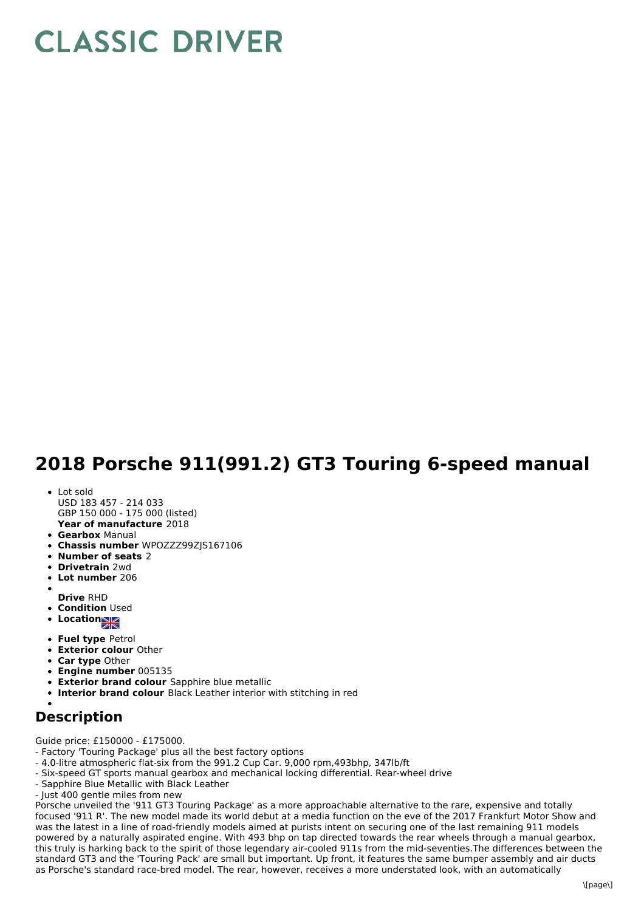# CLASSIC DRIVER

# 2018 Porsche 911(991.2) GT3 Touring 6-speed manual

- Lot sold
  USD 183 457 - 214 033
  GBP 150 000 - 175 000 (listed)
  **Year of manufacture** 2018
- **Gearbox** Manual
- **Chassis number** WPOZZZ99ZJS167106
- **Number of seats** 2
- **Drivetrain** 2wd
- **Lot number** 206
- **Drive** RHD
- **Condition** Used
- **Location**
- **Fuel type** Petrol
- **Exterior colour** Other
- **Car type** Other
- **Engine number** 005135
- **Exterior brand colour** Sapphire blue metallic
- **Interior brand colour** Black Leather interior with stitching in red

## Description

Guide price: £150000 - £175000.
- Factory 'Touring Package' plus all the best factory options
- 4.0-litre atmospheric flat-six from the 991.2 Cup Car. 9,000 rpm,493bhp, 347lb/ft
- Six-speed GT sports manual gearbox and mechanical locking differential. Rear-wheel drive
- Sapphire Blue Metallic with Black Leather
- Just 400 gentle miles from new

Porsche unveiled the '911 GT3 Touring Package' as a more approachable alternative to the rare, expensive and totally focused '911 R'. The new model made its world debut at a media function on the eve of the 2017 Frankfurt Motor Show and was the latest in a line of road-friendly models aimed at purists intent on securing one of the last remaining 911 models powered by a naturally aspirated engine. With 493 bhp on tap directed towards the rear wheels through a manual gearbox, this truly is harking back to the spirit of those legendary air-cooled 911s from the mid-seventies.The differences between the standard GT3 and the 'Touring Pack' are small but important. Up front, it features the same bumper assembly and air ducts as Porsche's standard race-bred model. The rear, however, receives a more understated look, with an automatically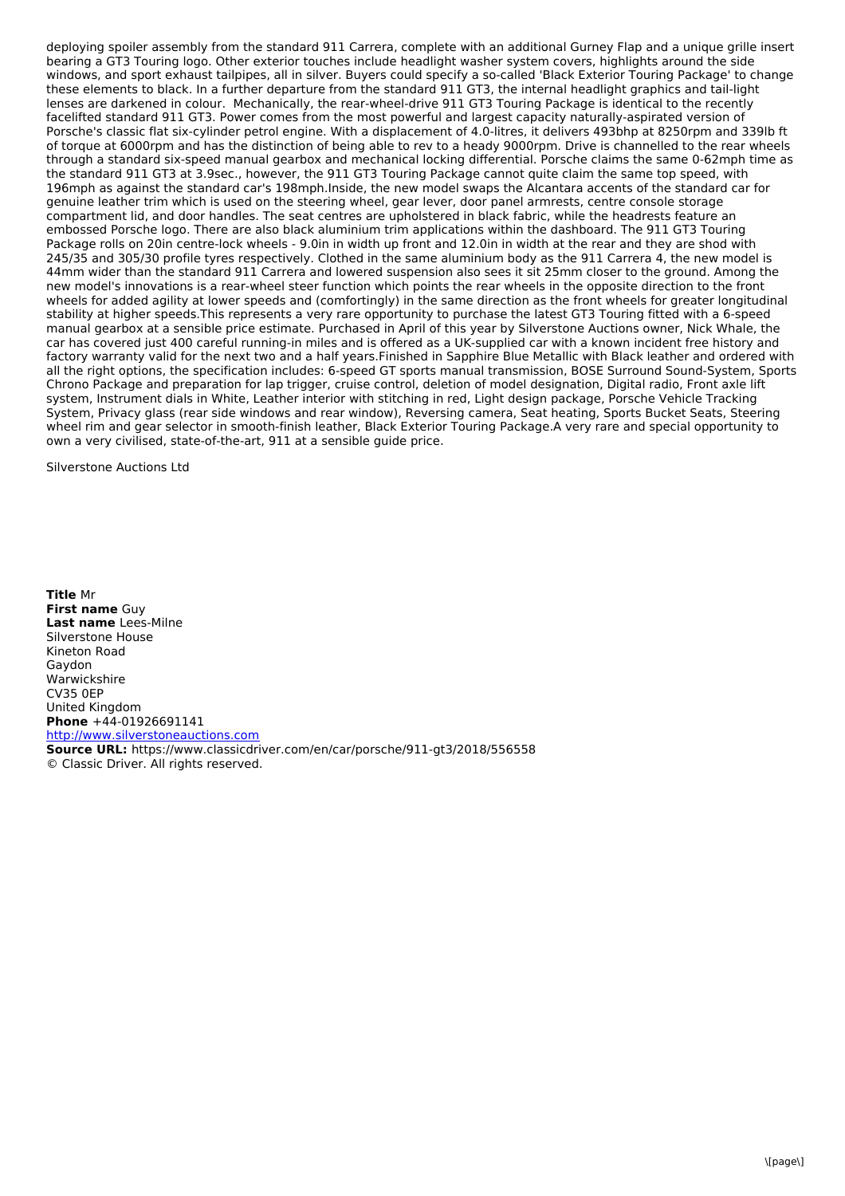deploying spoiler assembly from the standard 911 Carrera, complete with an additional Gurney Flap and a unique grille insert bearing a GT3 Touring logo. Other exterior touches include headlight washer system covers, highlights around the side windows, and sport exhaust tailpipes, all in silver. Buyers could specify a so-called 'Black Exterior Touring Package' to change these elements to black. In a further departure from the standard 911 GT3, the internal headlight graphics and tail-light lenses are darkened in colour.  Mechanically, the rear-wheel-drive 911 GT3 Touring Package is identical to the recently facelifted standard 911 GT3. Power comes from the most powerful and largest capacity naturally-aspirated version of Porsche's classic flat six-cylinder petrol engine. With a displacement of 4.0-litres, it delivers 493bhp at 8250rpm and 339lb ft of torque at 6000rpm and has the distinction of being able to rev to a heady 9000rpm. Drive is channelled to the rear wheels through a standard six-speed manual gearbox and mechanical locking differential. Porsche claims the same 0-62mph time as the standard 911 GT3 at 3.9sec., however, the 911 GT3 Touring Package cannot quite claim the same top speed, with 196mph as against the standard car's 198mph.Inside, the new model swaps the Alcantara accents of the standard car for genuine leather trim which is used on the steering wheel, gear lever, door panel armrests, centre console storage compartment lid, and door handles. The seat centres are upholstered in black fabric, while the headrests feature an embossed Porsche logo. There are also black aluminium trim applications within the dashboard. The 911 GT3 Touring Package rolls on 20in centre-lock wheels - 9.0in in width up front and 12.0in in width at the rear and they are shod with 245/35 and 305/30 profile tyres respectively. Clothed in the same aluminium body as the 911 Carrera 4, the new model is 44mm wider than the standard 911 Carrera and lowered suspension also sees it sit 25mm closer to the ground. Among the new model's innovations is a rear-wheel steer function which points the rear wheels in the opposite direction to the front wheels for added agility at lower speeds and (comfortingly) in the same direction as the front wheels for greater longitudinal stability at higher speeds.This represents a very rare opportunity to purchase the latest GT3 Touring fitted with a 6-speed manual gearbox at a sensible price estimate. Purchased in April of this year by Silverstone Auctions owner, Nick Whale, the car has covered just 400 careful running-in miles and is offered as a UK-supplied car with a known incident free history and factory warranty valid for the next two and a half years.Finished in Sapphire Blue Metallic with Black leather and ordered with all the right options, the specification includes: 6-speed GT sports manual transmission, BOSE Surround Sound-System, Sports Chrono Package and preparation for lap trigger, cruise control, deletion of model designation, Digital radio, Front axle lift system, Instrument dials in White, Leather interior with stitching in red, Light design package, Porsche Vehicle Tracking System, Privacy glass (rear side windows and rear window), Reversing camera, Seat heating, Sports Bucket Seats, Steering wheel rim and gear selector in smooth-finish leather, Black Exterior Touring Package.A very rare and special opportunity to own a very civilised, state-of-the-art, 911 at a sensible guide price.

Silverstone Auctions Ltd

**Title** Mr
**First name** Guy
**Last name** Lees-Milne
Silverstone House
Kineton Road
Gaydon
Warwickshire
CV35 0EP
United Kingdom
**Phone** +44-01926691141
http://www.silverstoneauctions.com
**Source URL:** https://www.classicdriver.com/en/car/porsche/911-gt3/2018/556558
© Classic Driver. All rights reserved.